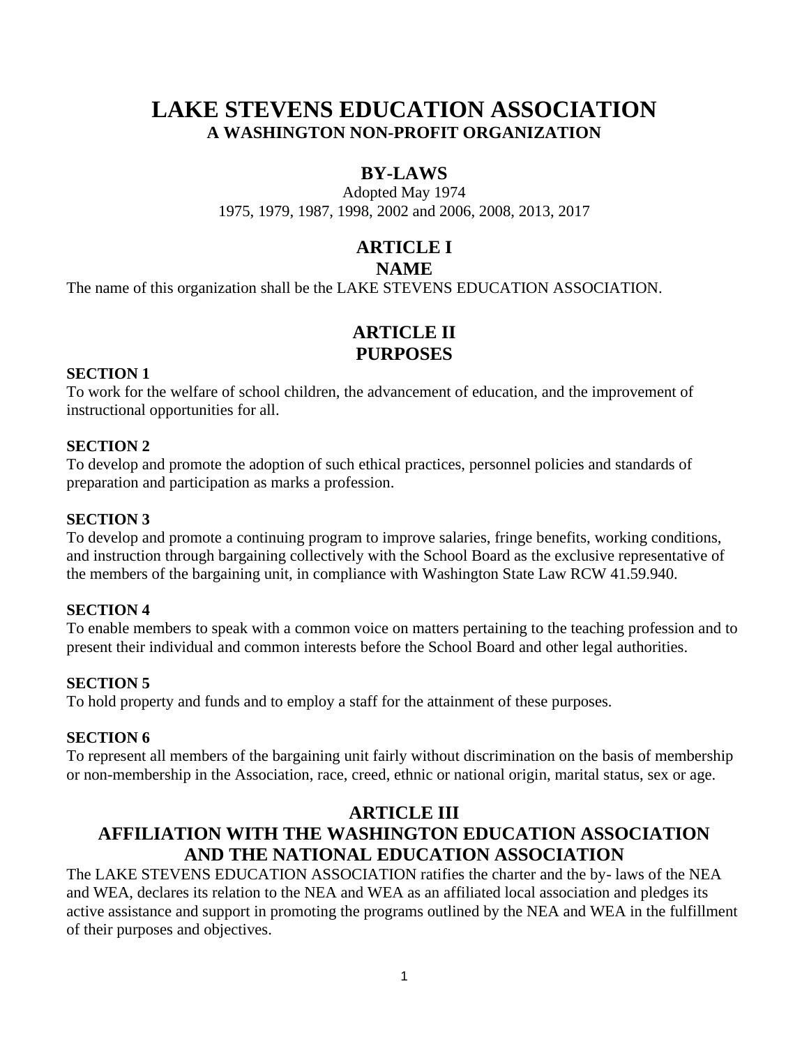# LAKE STEVENS EDUCATION ASSOCIATION

**A WASHINGTON NON-PROFIT ORGANIZATION**

## BY-LAWS

Adopted May 1974

1975, 1979, 1987, 1998, 2002 and 2006, 2008, 2013, 2017

## ARTICLE I
## NAME

The name of this organization shall be the LAKE STEVENS EDUCATION ASSOCIATION.

## ARTICLE II
## PURPOSES

**SECTION 1**

To work for the welfare of school children, the advancement of education, and the improvement of instructional opportunities for all.

**SECTION 2**

To develop and promote the adoption of such ethical practices, personnel policies and standards of preparation and participation as marks a profession.

**SECTION 3**

To develop and promote a continuing program to improve salaries, fringe benefits, working conditions, and instruction through bargaining collectively with the School Board as the exclusive representative of the members of the bargaining unit, in compliance with Washington State Law RCW 41.59.940.

**SECTION 4**

To enable members to speak with a common voice on matters pertaining to the teaching profession and to present their individual and common interests before the School Board and other legal authorities.

**SECTION 5**

To hold property and funds and to employ a staff for the attainment of these purposes.

**SECTION 6**

To represent all members of the bargaining unit fairly without discrimination on the basis of membership or non-membership in the Association, race, creed, ethnic or national origin, marital status, sex or age.

## ARTICLE III
## AFFILIATION WITH THE WASHINGTON EDUCATION ASSOCIATION AND THE NATIONAL EDUCATION ASSOCIATION

The LAKE STEVENS EDUCATION ASSOCIATION ratifies the charter and the by- laws of the NEA and WEA, declares its relation to the NEA and WEA as an affiliated local association and pledges its active assistance and support in promoting the programs outlined by the NEA and WEA in the fulfillment of their purposes and objectives.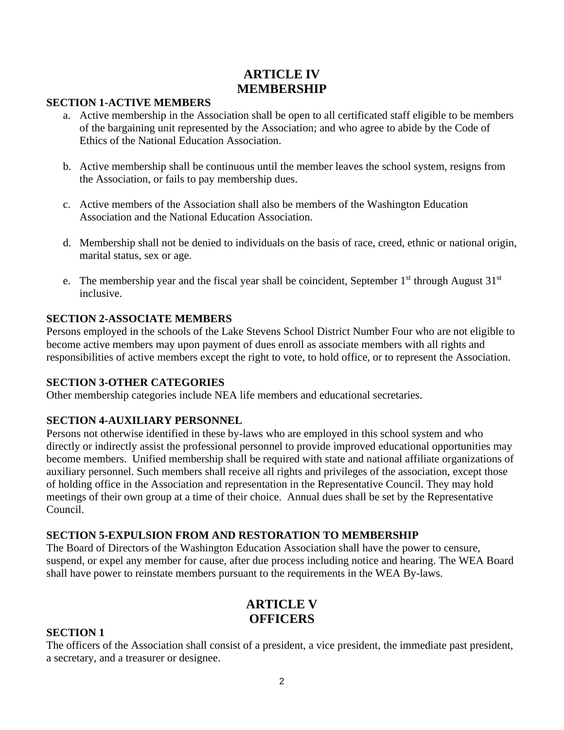# ARTICLE IV
# MEMBERSHIP

**SECTION 1-ACTIVE MEMBERS**

a. Active membership in the Association shall be open to all certificated staff eligible to be members of the bargaining unit represented by the Association; and who agree to abide by the Code of Ethics of the National Education Association.

b. Active membership shall be continuous until the member leaves the school system, resigns from the Association, or fails to pay membership dues.

c. Active members of the Association shall also be members of the Washington Education Association and the National Education Association.

d. Membership shall not be denied to individuals on the basis of race, creed, ethnic or national origin, marital status, sex or age.

e. The membership year and the fiscal year shall be coincident, September 1st through August 31st inclusive.

**SECTION 2-ASSOCIATE MEMBERS**

Persons employed in the schools of the Lake Stevens School District Number Four who are not eligible to become active members may upon payment of dues enroll as associate members with all rights and responsibilities of active members except the right to vote, to hold office, or to represent the Association.

**SECTION 3-OTHER CATEGORIES**

Other membership categories include NEA life members and educational secretaries.

**SECTION 4-AUXILIARY PERSONNEL**

Persons not otherwise identified in these by-laws who are employed in this school system and who directly or indirectly assist the professional personnel to provide improved educational opportunities may become members. Unified membership shall be required with state and national affiliate organizations of auxiliary personnel. Such members shall receive all rights and privileges of the association, except those of holding office in the Association and representation in the Representative Council. They may hold meetings of their own group at a time of their choice. Annual dues shall be set by the Representative Council.

**SECTION 5-EXPULSION FROM AND RESTORATION TO MEMBERSHIP**

The Board of Directors of the Washington Education Association shall have the power to censure, suspend, or expel any member for cause, after due process including notice and hearing. The WEA Board shall have power to reinstate members pursuant to the requirements in the WEA By-laws.

# ARTICLE V
# OFFICERS

**SECTION 1**

The officers of the Association shall consist of a president, a vice president, the immediate past president, a secretary, and a treasurer or designee.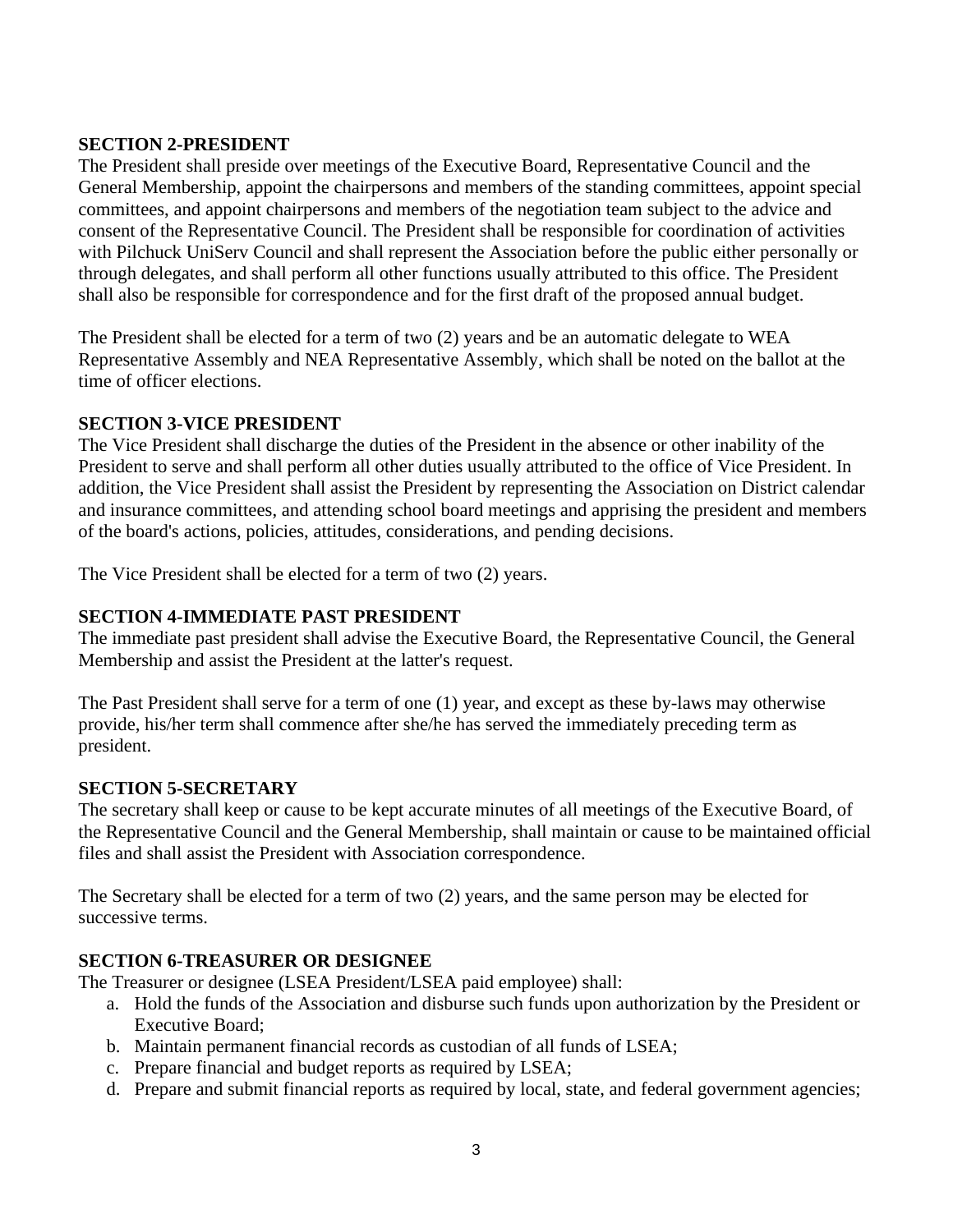**SECTION 2-PRESIDENT**

The President shall preside over meetings of the Executive Board, Representative Council and the General Membership, appoint the chairpersons and members of the standing committees, appoint special committees, and appoint chairpersons and members of the negotiation team subject to the advice and consent of the Representative Council. The President shall be responsible for coordination of activities with Pilchuck UniServ Council and shall represent the Association before the public either personally or through delegates, and shall perform all other functions usually attributed to this office. The President shall also be responsible for correspondence and for the first draft of the proposed annual budget.

The President shall be elected for a term of two (2) years and be an automatic delegate to WEA Representative Assembly and NEA Representative Assembly, which shall be noted on the ballot at the time of officer elections.

**SECTION 3-VICE PRESIDENT**

The Vice President shall discharge the duties of the President in the absence or other inability of the President to serve and shall perform all other duties usually attributed to the office of Vice President. In addition, the Vice President shall assist the President by representing the Association on District calendar and insurance committees, and attending school board meetings and apprising the president and members of the board's actions, policies, attitudes, considerations, and pending decisions.

The Vice President shall be elected for a term of two (2) years.

**SECTION 4-IMMEDIATE PAST PRESIDENT**

The immediate past president shall advise the Executive Board, the Representative Council, the General Membership and assist the President at the latter's request.

The Past President shall serve for a term of one (1) year, and except as these by-laws may otherwise provide, his/her term shall commence after she/he has served the immediately preceding term as president.

**SECTION 5-SECRETARY**

The secretary shall keep or cause to be kept accurate minutes of all meetings of the Executive Board, of the Representative Council and the General Membership, shall maintain or cause to be maintained official files and shall assist the President with Association correspondence.

The Secretary shall be elected for a term of two (2) years, and the same person may be elected for successive terms.

**SECTION 6-TREASURER OR DESIGNEE**

The Treasurer or designee (LSEA President/LSEA paid employee) shall:

a. Hold the funds of the Association and disburse such funds upon authorization by the President or Executive Board;
b. Maintain permanent financial records as custodian of all funds of LSEA;
c. Prepare financial and budget reports as required by LSEA;
d. Prepare and submit financial reports as required by local, state, and federal government agencies;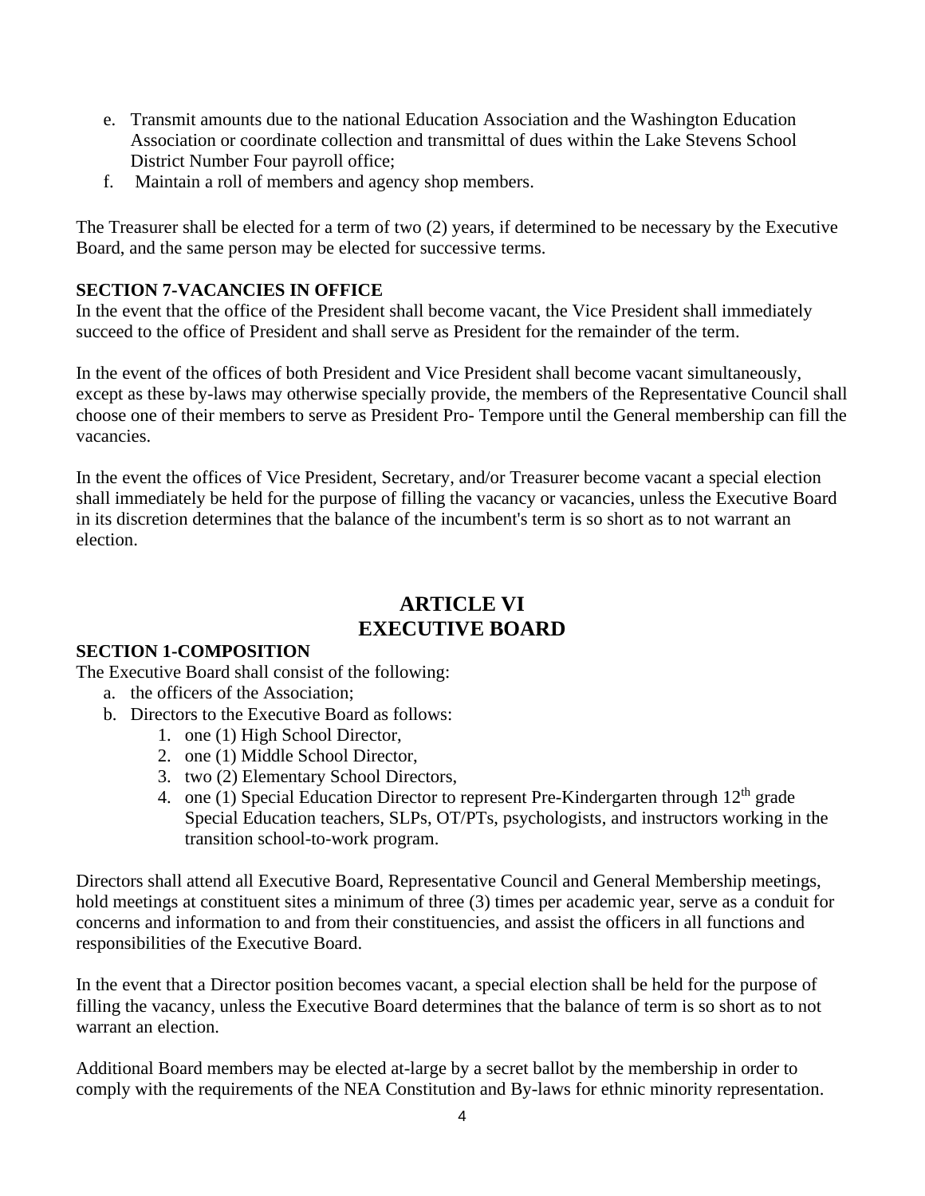e. Transmit amounts due to the national Education Association and the Washington Education Association or coordinate collection and transmittal of dues within the Lake Stevens School District Number Four payroll office;
f. Maintain a roll of members and agency shop members.

The Treasurer shall be elected for a term of two (2) years, if determined to be necessary by the Executive Board, and the same person may be elected for successive terms.

**SECTION 7-VACANCIES IN OFFICE**

In the event that the office of the President shall become vacant, the Vice President shall immediately succeed to the office of President and shall serve as President for the remainder of the term.

In the event of the offices of both President and Vice President shall become vacant simultaneously, except as these by-laws may otherwise specially provide, the members of the Representative Council shall choose one of their members to serve as President Pro- Tempore until the General membership can fill the vacancies.

In the event the offices of Vice President, Secretary, and/or Treasurer become vacant a special election shall immediately be held for the purpose of filling the vacancy or vacancies, unless the Executive Board in its discretion determines that the balance of the incumbent's term is so short as to not warrant an election.

## ARTICLE VI
## EXECUTIVE BOARD

**SECTION 1-COMPOSITION**

The Executive Board shall consist of the following:

a. the officers of the Association;
b. Directors to the Executive Board as follows:
   1. one (1) High School Director,
   2. one (1) Middle School Director,
   3. two (2) Elementary School Directors,
   4. one (1) Special Education Director to represent Pre-Kindergarten through 12th grade Special Education teachers, SLPs, OT/PTs, psychologists, and instructors working in the transition school-to-work program.

Directors shall attend all Executive Board, Representative Council and General Membership meetings, hold meetings at constituent sites a minimum of three (3) times per academic year, serve as a conduit for concerns and information to and from their constituencies, and assist the officers in all functions and responsibilities of the Executive Board.

In the event that a Director position becomes vacant, a special election shall be held for the purpose of filling the vacancy, unless the Executive Board determines that the balance of term is so short as to not warrant an election.

Additional Board members may be elected at-large by a secret ballot by the membership in order to comply with the requirements of the NEA Constitution and By-laws for ethnic minority representation.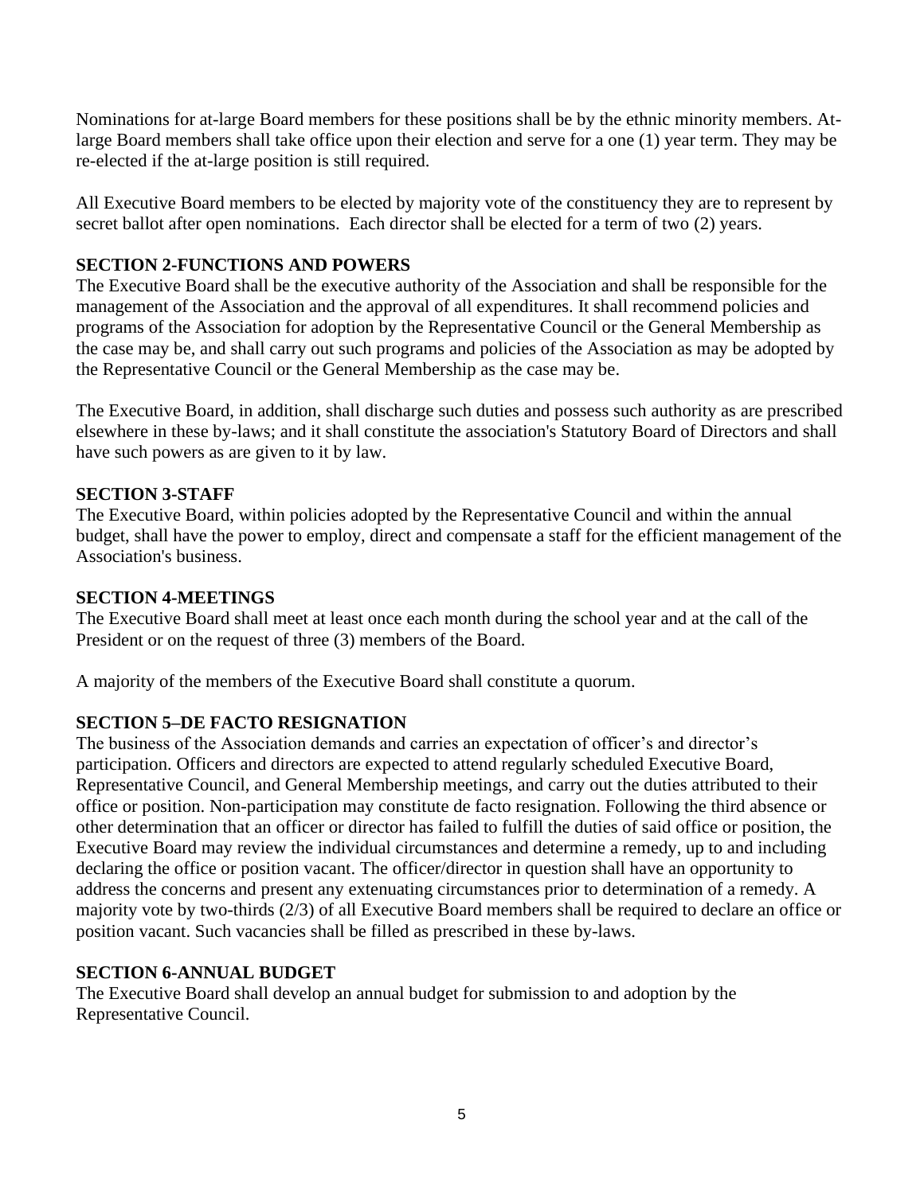Nominations for at-large Board members for these positions shall be by the ethnic minority members. At-large Board members shall take office upon their election and serve for a one (1) year term. They may be re-elected if the at-large position is still required.

All Executive Board members to be elected by majority vote of the constituency they are to represent by secret ballot after open nominations. Each director shall be elected for a term of two (2) years.

**SECTION 2-FUNCTIONS AND POWERS**

The Executive Board shall be the executive authority of the Association and shall be responsible for the management of the Association and the approval of all expenditures. It shall recommend policies and programs of the Association for adoption by the Representative Council or the General Membership as the case may be, and shall carry out such programs and policies of the Association as may be adopted by the Representative Council or the General Membership as the case may be.

The Executive Board, in addition, shall discharge such duties and possess such authority as are prescribed elsewhere in these by-laws; and it shall constitute the association's Statutory Board of Directors and shall have such powers as are given to it by law.

**SECTION 3-STAFF**

The Executive Board, within policies adopted by the Representative Council and within the annual budget, shall have the power to employ, direct and compensate a staff for the efficient management of the Association's business.

**SECTION 4-MEETINGS**

The Executive Board shall meet at least once each month during the school year and at the call of the President or on the request of three (3) members of the Board.

A majority of the members of the Executive Board shall constitute a quorum.

**SECTION 5–DE FACTO RESIGNATION**

The business of the Association demands and carries an expectation of officer's and director's participation. Officers and directors are expected to attend regularly scheduled Executive Board, Representative Council, and General Membership meetings, and carry out the duties attributed to their office or position. Non-participation may constitute de facto resignation. Following the third absence or other determination that an officer or director has failed to fulfill the duties of said office or position, the Executive Board may review the individual circumstances and determine a remedy, up to and including declaring the office or position vacant. The officer/director in question shall have an opportunity to address the concerns and present any extenuating circumstances prior to determination of a remedy. A majority vote by two-thirds (2/3) of all Executive Board members shall be required to declare an office or position vacant. Such vacancies shall be filled as prescribed in these by-laws.

**SECTION 6-ANNUAL BUDGET**

The Executive Board shall develop an annual budget for submission to and adoption by the Representative Council.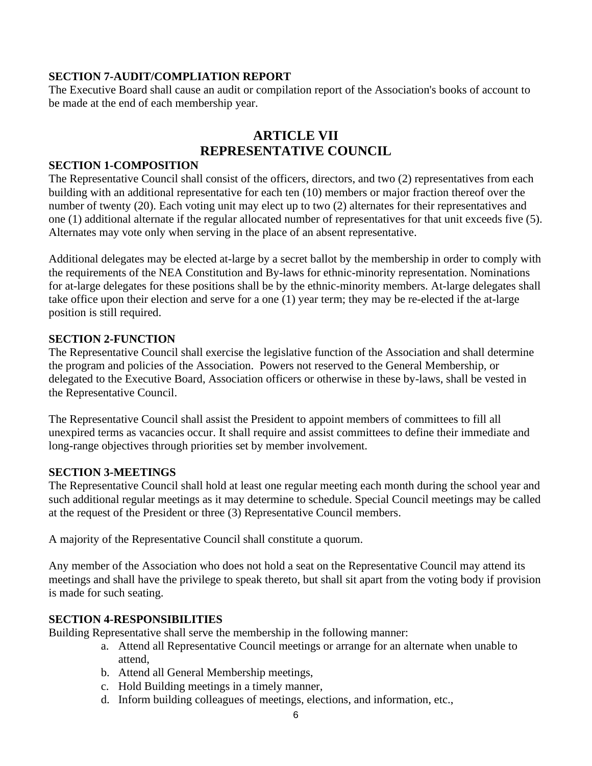### SECTION 7-AUDIT/COMPLIATION REPORT

The Executive Board shall cause an audit or compilation report of the Association's books of account to be made at the end of each membership year.

## ARTICLE VII
## REPRESENTATIVE COUNCIL

### SECTION 1-COMPOSITION

The Representative Council shall consist of the officers, directors, and two (2) representatives from each building with an additional representative for each ten (10) members or major fraction thereof over the number of twenty (20). Each voting unit may elect up to two (2) alternates for their representatives and one (1) additional alternate if the regular allocated number of representatives for that unit exceeds five (5). Alternates may vote only when serving in the place of an absent representative.

Additional delegates may be elected at-large by a secret ballot by the membership in order to comply with the requirements of the NEA Constitution and By-laws for ethnic-minority representation. Nominations for at-large delegates for these positions shall be by the ethnic-minority members. At-large delegates shall take office upon their election and serve for a one (1) year term; they may be re-elected if the at-large position is still required.

### SECTION 2-FUNCTION

The Representative Council shall exercise the legislative function of the Association and shall determine the program and policies of the Association. Powers not reserved to the General Membership, or delegated to the Executive Board, Association officers or otherwise in these by-laws, shall be vested in the Representative Council.

The Representative Council shall assist the President to appoint members of committees to fill all unexpired terms as vacancies occur. It shall require and assist committees to define their immediate and long-range objectives through priorities set by member involvement.

### SECTION 3-MEETINGS

The Representative Council shall hold at least one regular meeting each month during the school year and such additional regular meetings as it may determine to schedule. Special Council meetings may be called at the request of the President or three (3) Representative Council members.

A majority of the Representative Council shall constitute a quorum.

Any member of the Association who does not hold a seat on the Representative Council may attend its meetings and shall have the privilege to speak thereto, but shall sit apart from the voting body if provision is made for such seating.

### SECTION 4-RESPONSIBILITIES

Building Representative shall serve the membership in the following manner:

a. Attend all Representative Council meetings or arrange for an alternate when unable to attend,
b. Attend all General Membership meetings,
c. Hold Building meetings in a timely manner,
d. Inform building colleagues of meetings, elections, and information, etc.,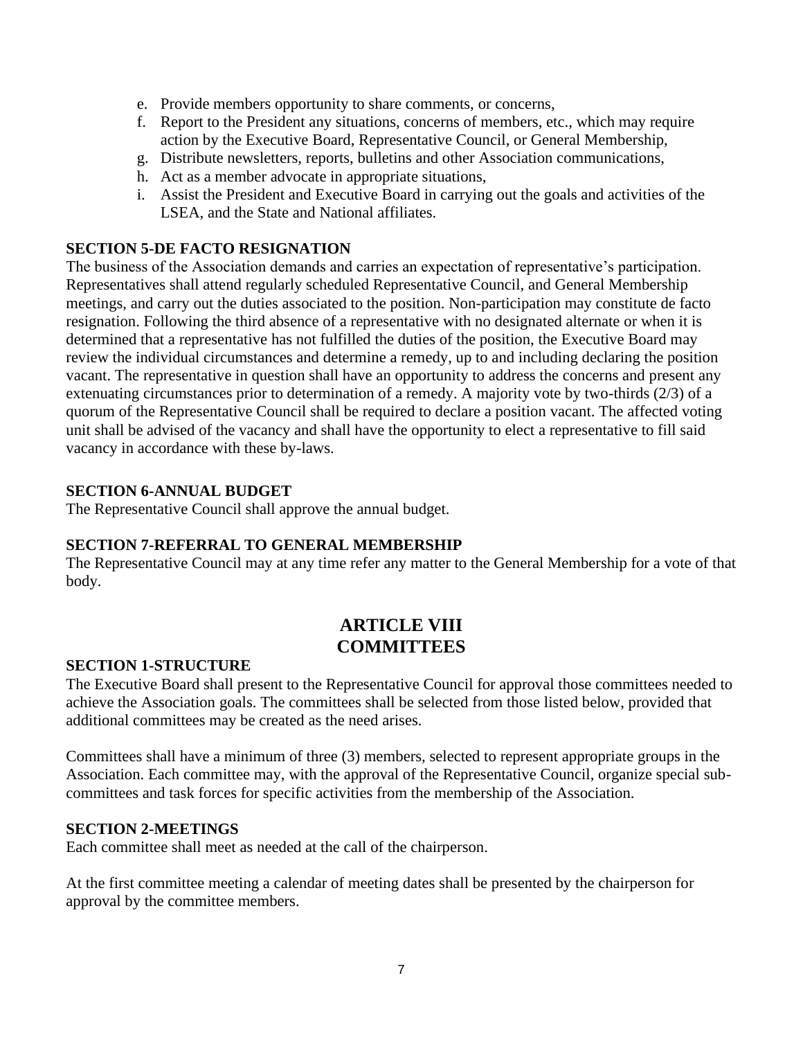e. Provide members opportunity to share comments, or concerns,
f. Report to the President any situations, concerns of members, etc., which may require action by the Executive Board, Representative Council, or General Membership,
g. Distribute newsletters, reports, bulletins and other Association communications,
h. Act as a member advocate in appropriate situations,
i. Assist the President and Executive Board in carrying out the goals and activities of the LSEA, and the State and National affiliates.

**SECTION 5-DE FACTO RESIGNATION**

The business of the Association demands and carries an expectation of representative's participation. Representatives shall attend regularly scheduled Representative Council, and General Membership meetings, and carry out the duties associated to the position. Non-participation may constitute de facto resignation. Following the third absence of a representative with no designated alternate or when it is determined that a representative has not fulfilled the duties of the position, the Executive Board may review the individual circumstances and determine a remedy, up to and including declaring the position vacant. The representative in question shall have an opportunity to address the concerns and present any extenuating circumstances prior to determination of a remedy. A majority vote by two-thirds (2/3) of a quorum of the Representative Council shall be required to declare a position vacant. The affected voting unit shall be advised of the vacancy and shall have the opportunity to elect a representative to fill said vacancy in accordance with these by-laws.

**SECTION 6-ANNUAL BUDGET**

The Representative Council shall approve the annual budget.

**SECTION 7-REFERRAL TO GENERAL MEMBERSHIP**

The Representative Council may at any time refer any matter to the General Membership for a vote of that body.

## ARTICLE VIII
## COMMITTEES

**SECTION 1-STRUCTURE**

The Executive Board shall present to the Representative Council for approval those committees needed to achieve the Association goals. The committees shall be selected from those listed below, provided that additional committees may be created as the need arises.

Committees shall have a minimum of three (3) members, selected to represent appropriate groups in the Association. Each committee may, with the approval of the Representative Council, organize special sub-committees and task forces for specific activities from the membership of the Association.

**SECTION 2-MEETINGS**

Each committee shall meet as needed at the call of the chairperson.

At the first committee meeting a calendar of meeting dates shall be presented by the chairperson for approval by the committee members.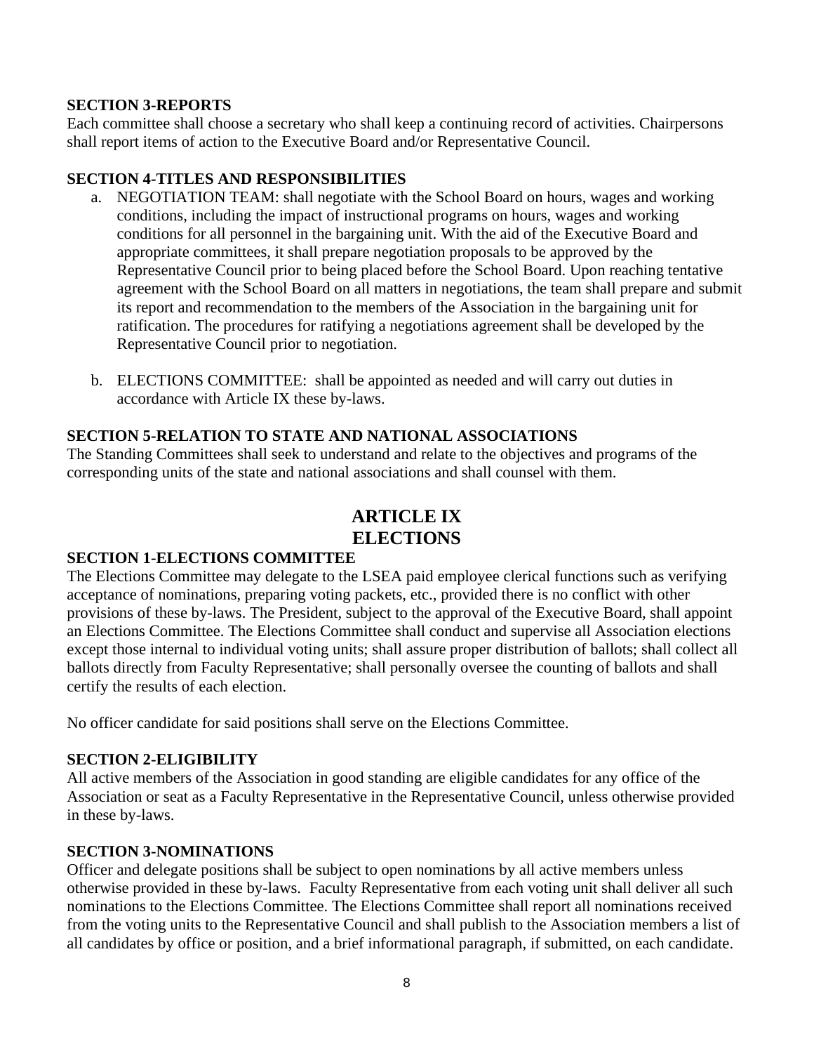**SECTION 3-REPORTS**

Each committee shall choose a secretary who shall keep a continuing record of activities. Chairpersons shall report items of action to the Executive Board and/or Representative Council.

**SECTION 4-TITLES AND RESPONSIBILITIES**

a. NEGOTIATION TEAM: shall negotiate with the School Board on hours, wages and working conditions, including the impact of instructional programs on hours, wages and working conditions for all personnel in the bargaining unit. With the aid of the Executive Board and appropriate committees, it shall prepare negotiation proposals to be approved by the Representative Council prior to being placed before the School Board. Upon reaching tentative agreement with the School Board on all matters in negotiations, the team shall prepare and submit its report and recommendation to the members of the Association in the bargaining unit for ratification. The procedures for ratifying a negotiations agreement shall be developed by the Representative Council prior to negotiation.

b. ELECTIONS COMMITTEE: shall be appointed as needed and will carry out duties in accordance with Article IX these by-laws.

**SECTION 5-RELATION TO STATE AND NATIONAL ASSOCIATIONS**

The Standing Committees shall seek to understand and relate to the objectives and programs of the corresponding units of the state and national associations and shall counsel with them.

## ARTICLE IX
## ELECTIONS

**SECTION 1-ELECTIONS COMMITTEE**

The Elections Committee may delegate to the LSEA paid employee clerical functions such as verifying acceptance of nominations, preparing voting packets, etc., provided there is no conflict with other provisions of these by-laws. The President, subject to the approval of the Executive Board, shall appoint an Elections Committee. The Elections Committee shall conduct and supervise all Association elections except those internal to individual voting units; shall assure proper distribution of ballots; shall collect all ballots directly from Faculty Representative; shall personally oversee the counting of ballots and shall certify the results of each election.

No officer candidate for said positions shall serve on the Elections Committee.

**SECTION 2-ELIGIBILITY**

All active members of the Association in good standing are eligible candidates for any office of the Association or seat as a Faculty Representative in the Representative Council, unless otherwise provided in these by-laws.

**SECTION 3-NOMINATIONS**

Officer and delegate positions shall be subject to open nominations by all active members unless otherwise provided in these by-laws. Faculty Representative from each voting unit shall deliver all such nominations to the Elections Committee. The Elections Committee shall report all nominations received from the voting units to the Representative Council and shall publish to the Association members a list of all candidates by office or position, and a brief informational paragraph, if submitted, on each candidate.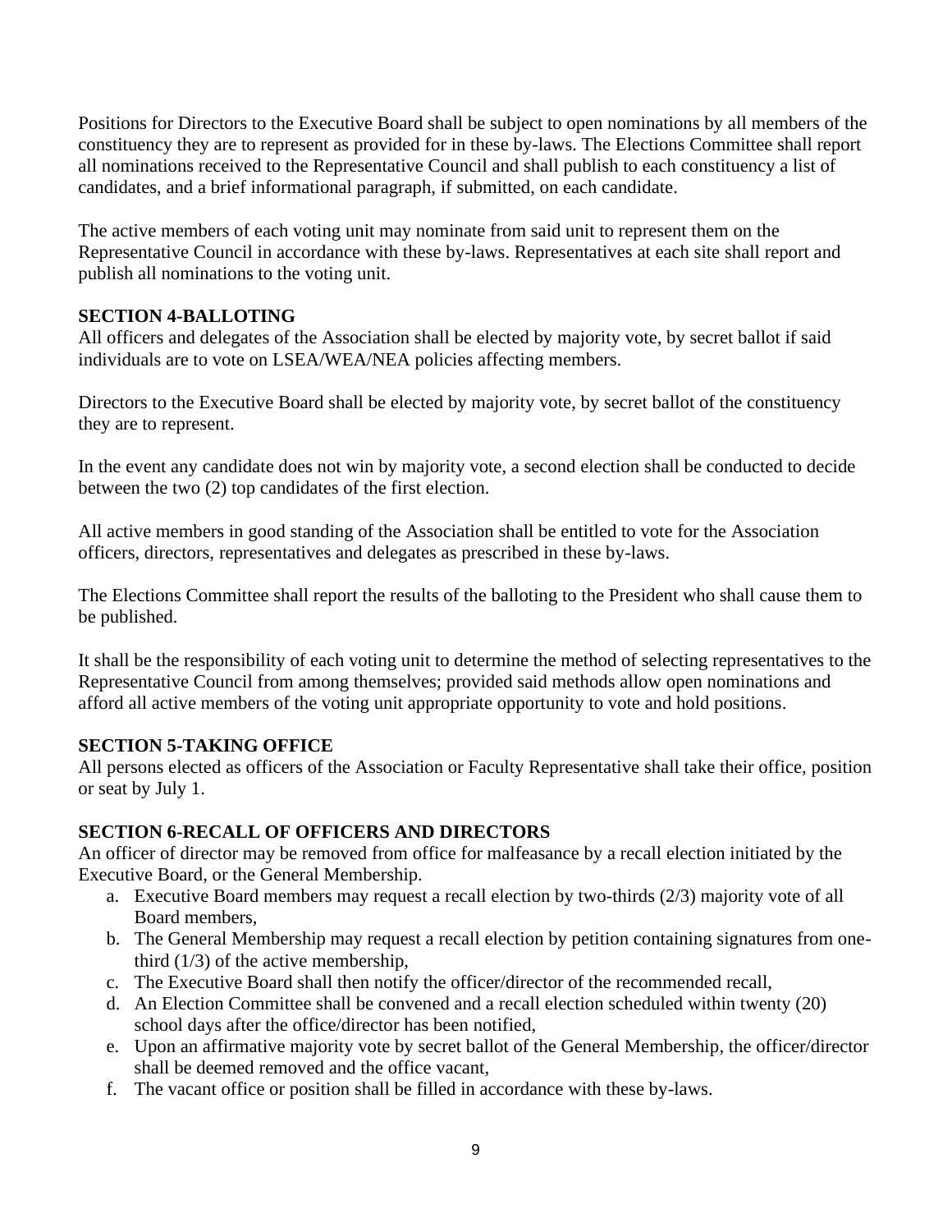Positions for Directors to the Executive Board shall be subject to open nominations by all members of the constituency they are to represent as provided for in these by-laws. The Elections Committee shall report all nominations received to the Representative Council and shall publish to each constituency a list of candidates, and a brief informational paragraph, if submitted, on each candidate.

The active members of each voting unit may nominate from said unit to represent them on the Representative Council in accordance with these by-laws. Representatives at each site shall report and publish all nominations to the voting unit.

**SECTION 4-BALLOTING**

All officers and delegates of the Association shall be elected by majority vote, by secret ballot if said individuals are to vote on LSEA/WEA/NEA policies affecting members.

Directors to the Executive Board shall be elected by majority vote, by secret ballot of the constituency they are to represent.

In the event any candidate does not win by majority vote, a second election shall be conducted to decide between the two (2) top candidates of the first election.

All active members in good standing of the Association shall be entitled to vote for the Association officers, directors, representatives and delegates as prescribed in these by-laws.

The Elections Committee shall report the results of the balloting to the President who shall cause them to be published.

It shall be the responsibility of each voting unit to determine the method of selecting representatives to the Representative Council from among themselves; provided said methods allow open nominations and afford all active members of the voting unit appropriate opportunity to vote and hold positions.

**SECTION 5-TAKING OFFICE**

All persons elected as officers of the Association or Faculty Representative shall take their office, position or seat by July 1.

**SECTION 6-RECALL OF OFFICERS AND DIRECTORS**

An officer of director may be removed from office for malfeasance by a recall election initiated by the Executive Board, or the General Membership.

a. Executive Board members may request a recall election by two-thirds (2/3) majority vote of all Board members,
b. The General Membership may request a recall election by petition containing signatures from one-third (1/3) of the active membership,
c. The Executive Board shall then notify the officer/director of the recommended recall,
d. An Election Committee shall be convened and a recall election scheduled within twenty (20) school days after the office/director has been notified,
e. Upon an affirmative majority vote by secret ballot of the General Membership, the officer/director shall be deemed removed and the office vacant,
f. The vacant office or position shall be filled in accordance with these by-laws.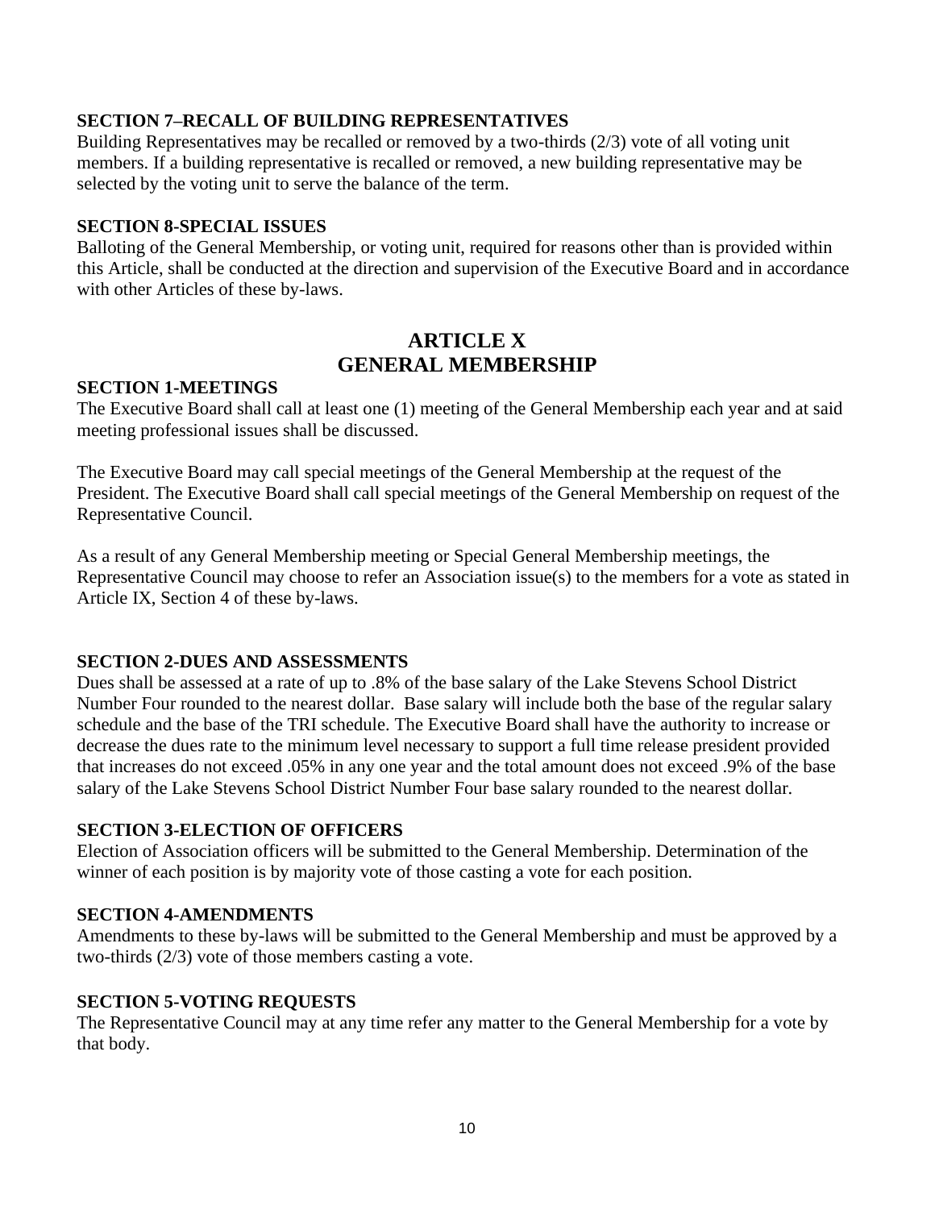**SECTION 7–RECALL OF BUILDING REPRESENTATIVES**

Building Representatives may be recalled or removed by a two-thirds (2/3) vote of all voting unit members. If a building representative is recalled or removed, a new building representative may be selected by the voting unit to serve the balance of the term.

**SECTION 8-SPECIAL ISSUES**

Balloting of the General Membership, or voting unit, required for reasons other than is provided within this Article, shall be conducted at the direction and supervision of the Executive Board and in accordance with other Articles of these by-laws.

## ARTICLE X
## GENERAL MEMBERSHIP

**SECTION 1-MEETINGS**

The Executive Board shall call at least one (1) meeting of the General Membership each year and at said meeting professional issues shall be discussed.

The Executive Board may call special meetings of the General Membership at the request of the President. The Executive Board shall call special meetings of the General Membership on request of the Representative Council.

As a result of any General Membership meeting or Special General Membership meetings, the Representative Council may choose to refer an Association issue(s) to the members for a vote as stated in Article IX, Section 4 of these by-laws.

**SECTION 2-DUES AND ASSESSMENTS**

Dues shall be assessed at a rate of up to .8% of the base salary of the Lake Stevens School District Number Four rounded to the nearest dollar. Base salary will include both the base of the regular salary schedule and the base of the TRI schedule. The Executive Board shall have the authority to increase or decrease the dues rate to the minimum level necessary to support a full time release president provided that increases do not exceed .05% in any one year and the total amount does not exceed .9% of the base salary of the Lake Stevens School District Number Four base salary rounded to the nearest dollar.

**SECTION 3-ELECTION OF OFFICERS**

Election of Association officers will be submitted to the General Membership. Determination of the winner of each position is by majority vote of those casting a vote for each position.

**SECTION 4-AMENDMENTS**

Amendments to these by-laws will be submitted to the General Membership and must be approved by a two-thirds (2/3) vote of those members casting a vote.

**SECTION 5-VOTING REQUESTS**

The Representative Council may at any time refer any matter to the General Membership for a vote by that body.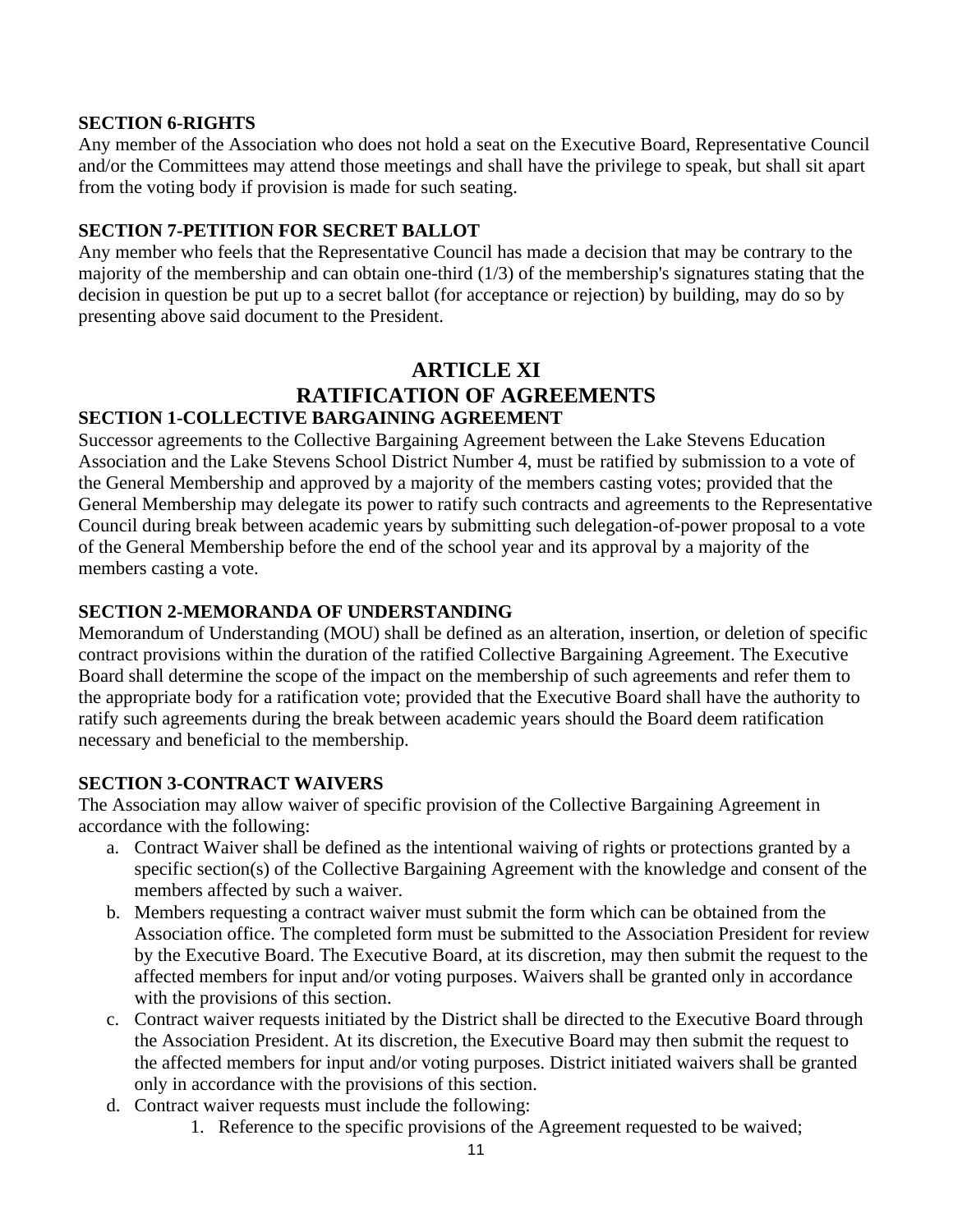**SECTION 6-RIGHTS**

Any member of the Association who does not hold a seat on the Executive Board, Representative Council and/or the Committees may attend those meetings and shall have the privilege to speak, but shall sit apart from the voting body if provision is made for such seating.

**SECTION 7-PETITION FOR SECRET BALLOT**

Any member who feels that the Representative Council has made a decision that may be contrary to the majority of the membership and can obtain one-third (1/3) of the membership's signatures stating that the decision in question be put up to a secret ballot (for acceptance or rejection) by building, may do so by presenting above said document to the President.

## ARTICLE XI
## RATIFICATION OF AGREEMENTS

**SECTION 1-COLLECTIVE BARGAINING AGREEMENT**

Successor agreements to the Collective Bargaining Agreement between the Lake Stevens Education Association and the Lake Stevens School District Number 4, must be ratified by submission to a vote of the General Membership and approved by a majority of the members casting votes; provided that the General Membership may delegate its power to ratify such contracts and agreements to the Representative Council during break between academic years by submitting such delegation-of-power proposal to a vote of the General Membership before the end of the school year and its approval by a majority of the members casting a vote.

**SECTION 2-MEMORANDA OF UNDERSTANDING**

Memorandum of Understanding (MOU) shall be defined as an alteration, insertion, or deletion of specific contract provisions within the duration of the ratified Collective Bargaining Agreement. The Executive Board shall determine the scope of the impact on the membership of such agreements and refer them to the appropriate body for a ratification vote; provided that the Executive Board shall have the authority to ratify such agreements during the break between academic years should the Board deem ratification necessary and beneficial to the membership.

**SECTION 3-CONTRACT WAIVERS**

The Association may allow waiver of specific provision of the Collective Bargaining Agreement in accordance with the following:

a. Contract Waiver shall be defined as the intentional waiving of rights or protections granted by a specific section(s) of the Collective Bargaining Agreement with the knowledge and consent of the members affected by such a waiver.
b. Members requesting a contract waiver must submit the form which can be obtained from the Association office. The completed form must be submitted to the Association President for review by the Executive Board. The Executive Board, at its discretion, may then submit the request to the affected members for input and/or voting purposes. Waivers shall be granted only in accordance with the provisions of this section.
c. Contract waiver requests initiated by the District shall be directed to the Executive Board through the Association President. At its discretion, the Executive Board may then submit the request to the affected members for input and/or voting purposes. District initiated waivers shall be granted only in accordance with the provisions of this section.
d. Contract waiver requests must include the following:
    1. Reference to the specific provisions of the Agreement requested to be waived;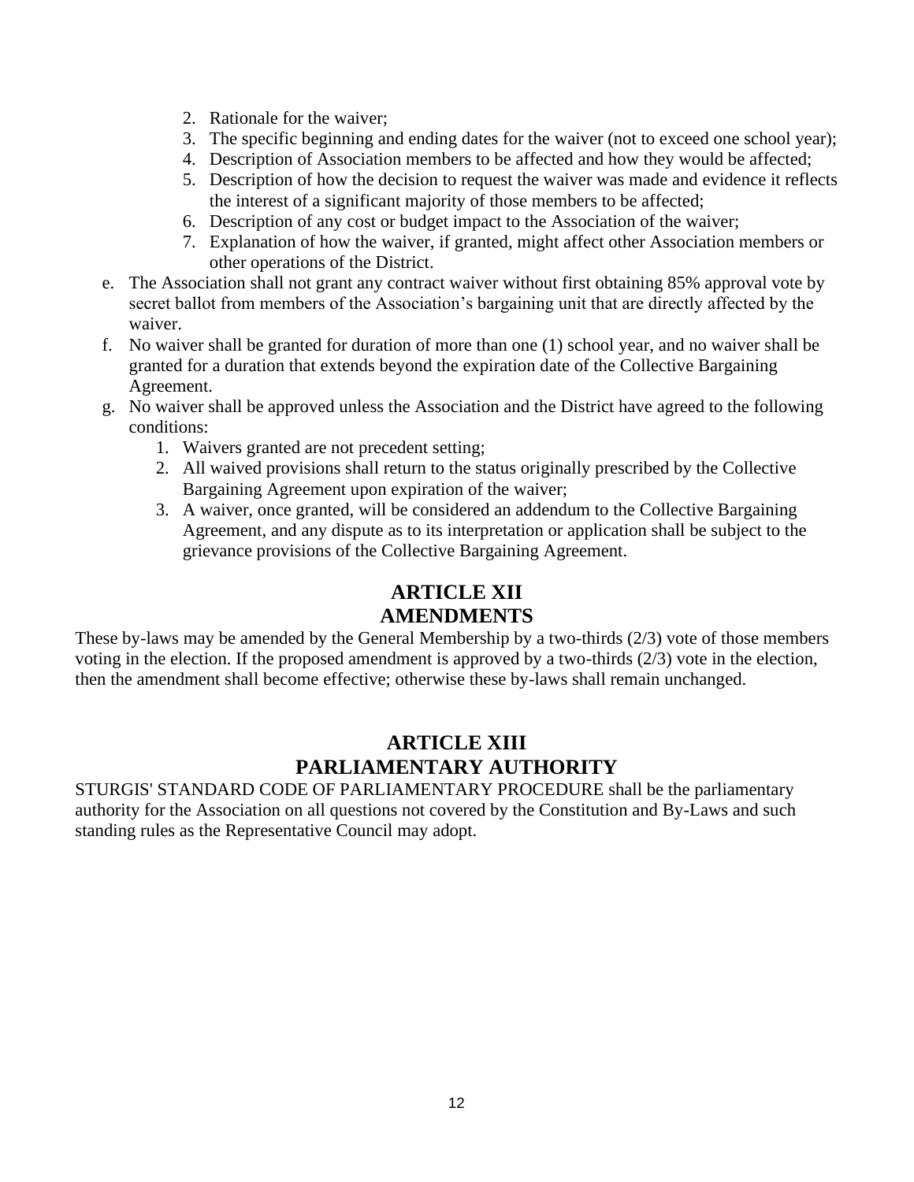2. Rationale for the waiver;
3. The specific beginning and ending dates for the waiver (not to exceed one school year);
4. Description of Association members to be affected and how they would be affected;
5. Description of how the decision to request the waiver was made and evidence it reflects the interest of a significant majority of those members to be affected;
6. Description of any cost or budget impact to the Association of the waiver;
7. Explanation of how the waiver, if granted, might affect other Association members or other operations of the District.

e. The Association shall not grant any contract waiver without first obtaining 85% approval vote by secret ballot from members of the Association's bargaining unit that are directly affected by the waiver.

f. No waiver shall be granted for duration of more than one (1) school year, and no waiver shall be granted for a duration that extends beyond the expiration date of the Collective Bargaining Agreement.

g. No waiver shall be approved unless the Association and the District have agreed to the following conditions:
   1. Waivers granted are not precedent setting;
   2. All waived provisions shall return to the status originally prescribed by the Collective Bargaining Agreement upon expiration of the waiver;
   3. A waiver, once granted, will be considered an addendum to the Collective Bargaining Agreement, and any dispute as to its interpretation or application shall be subject to the grievance provisions of the Collective Bargaining Agreement.

## ARTICLE XII
## AMENDMENTS

These by-laws may be amended by the General Membership by a two-thirds (2/3) vote of those members voting in the election. If the proposed amendment is approved by a two-thirds (2/3) vote in the election, then the amendment shall become effective; otherwise these by-laws shall remain unchanged.

## ARTICLE XIII
## PARLIAMENTARY AUTHORITY

STURGIS' STANDARD CODE OF PARLIAMENTARY PROCEDURE shall be the parliamentary authority for the Association on all questions not covered by the Constitution and By-Laws and such standing rules as the Representative Council may adopt.